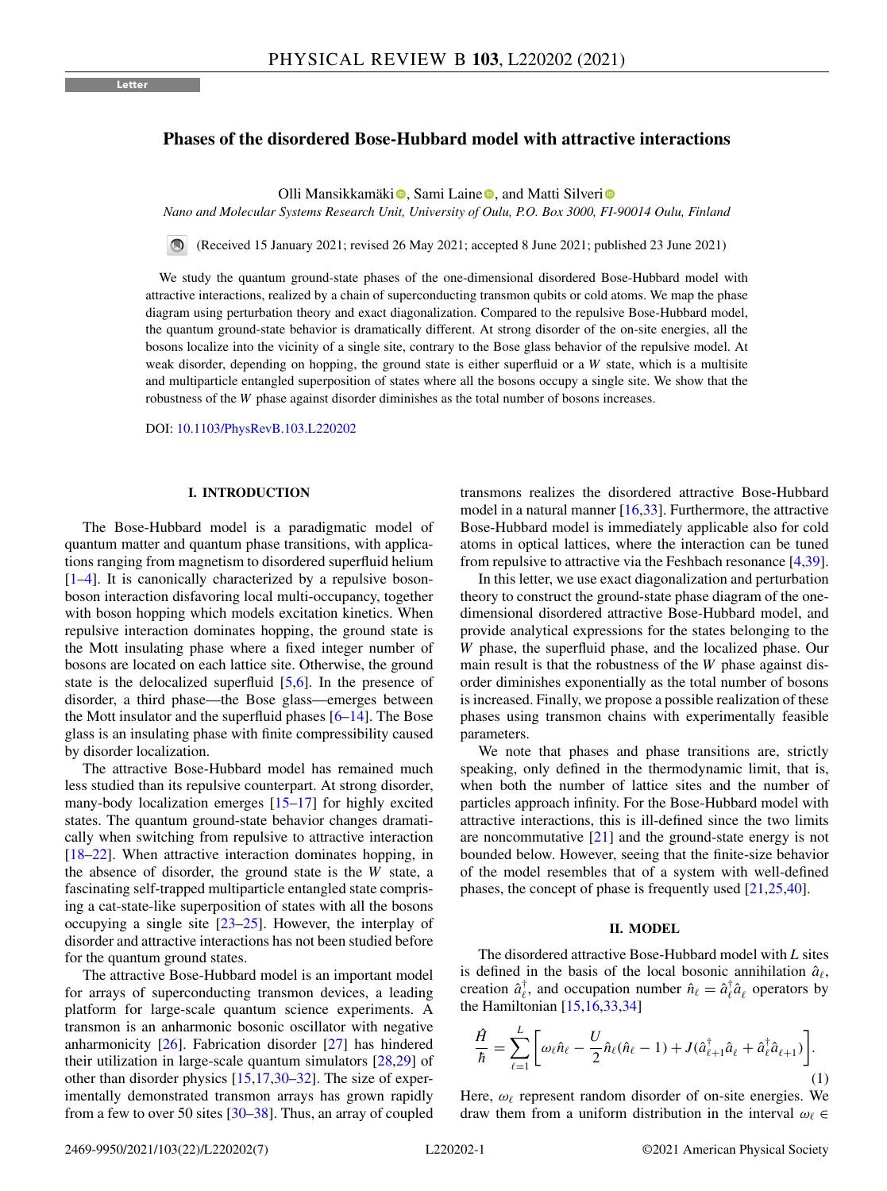Letter

# Phases of the disordered Bose-Hubbard model with attractive interactions

Olli Mansikkamäki, Sami Laine, and Matti Silveri

*Nano and Molecular Systems Research Unit, University of Oulu, P.O. Box 3000, FI-90014 Oulu, Finland*

(Received 15 January 2021; revised 26 May 2021; accepted 8 June 2021; published 23 June 2021)

We study the quantum ground-state phases of the one-dimensional disordered Bose-Hubbard model with attractive interactions, realized by a chain of superconducting transmon qubits or cold atoms. We map the phase diagram using perturbation theory and exact diagonalization. Compared to the repulsive Bose-Hubbard model, the quantum ground-state behavior is dramatically different. At strong disorder of the on-site energies, all the bosons localize into the vicinity of a single site, contrary to the Bose glass behavior of the repulsive model. At weak disorder, depending on hopping, the ground state is either superfluid or a $W$ state, which is a multisite and multiparticle entangled superposition of states where all the bosons occupy a single site. We show that the robustness of the $W$ phase against disorder diminishes as the total number of bosons increases.

DOI: 10.1103/PhysRevB.103.L220202

## I. INTRODUCTION

The Bose-Hubbard model is a paradigmatic model of quantum matter and quantum phase transitions, with applications ranging from magnetism to disordered superfluid helium [1–4]. It is canonically characterized by a repulsive boson-boson interaction disfavoring local multi-occupancy, together with boson hopping which models excitation kinetics. When repulsive interaction dominates hopping, the ground state is the Mott insulating phase where a fixed integer number of bosons are located on each lattice site. Otherwise, the ground state is the delocalized superfluid [5,6]. In the presence of disorder, a third phase—the Bose glass—emerges between the Mott insulator and the superfluid phases [6–14]. The Bose glass is an insulating phase with finite compressibility caused by disorder localization.

The attractive Bose-Hubbard model has remained much less studied than its repulsive counterpart. At strong disorder, many-body localization emerges [15–17] for highly excited states. The quantum ground-state behavior changes dramatically when switching from repulsive to attractive interaction [18–22]. When attractive interaction dominates hopping, in the absence of disorder, the ground state is the $W$ state, a fascinating self-trapped multiparticle entangled state comprising a cat-state-like superposition of states with all the bosons occupying a single site [23–25]. However, the interplay of disorder and attractive interactions has not been studied before for the quantum ground states.

The attractive Bose-Hubbard model is an important model for arrays of superconducting transmon devices, a leading platform for large-scale quantum science experiments. A transmon is an anharmonic bosonic oscillator with negative anharmonicity [26]. Fabrication disorder [27] has hindered their utilization in large-scale quantum simulators [28,29] of other than disorder physics [15,17,30–32]. The size of experimentally demonstrated transmon arrays has grown rapidly from a few to over 50 sites [30–38]. Thus, an array of coupled transmons realizes the disordered attractive Bose-Hubbard model in a natural manner [16,33]. Furthermore, the attractive Bose-Hubbard model is immediately applicable also for cold atoms in optical lattices, where the interaction can be tuned from repulsive to attractive via the Feshbach resonance [4,39].

In this letter, we use exact diagonalization and perturbation theory to construct the ground-state phase diagram of the one-dimensional disordered attractive Bose-Hubbard model, and provide analytical expressions for the states belonging to the $W$ phase, the superfluid phase, and the localized phase. Our main result is that the robustness of the $W$ phase against disorder diminishes exponentially as the total number of bosons is increased. Finally, we propose a possible realization of these phases using transmon chains with experimentally feasible parameters.

We note that phases and phase transitions are, strictly speaking, only defined in the thermodynamic limit, that is, when both the number of lattice sites and the number of particles approach infinity. For the Bose-Hubbard model with attractive interactions, this is ill-defined since the two limits are noncommutative [21] and the ground-state energy is not bounded below. However, seeing that the finite-size behavior of the model resembles that of a system with well-defined phases, the concept of phase is frequently used [21,25,40].

## II. MODEL

The disordered attractive Bose-Hubbard model with $L$ sites is defined in the basis of the local bosonic annihilation $\hat{a}_\ell$, creation $\hat{a}_\ell^\dagger$, and occupation number $\hat{n}_\ell = \hat{a}_\ell^\dagger \hat{a}_\ell$ operators by the Hamiltonian [15,16,33,34]

$$\frac{\hat{H}}{\hbar} = \sum_{\ell=1}^{L} \left[ \omega_\ell \hat{n}_\ell - \frac{U}{2} \hat{n}_\ell (\hat{n}_\ell - 1) + J (\hat{a}_{\ell+1}^\dagger \hat{a}_\ell + \hat{a}_\ell^\dagger \hat{a}_{\ell+1}) \right]. \tag{1}$$

Here, $\omega_\ell$ represent random disorder of on-site energies. We draw them from a uniform distribution in the interval $\omega_\ell \in$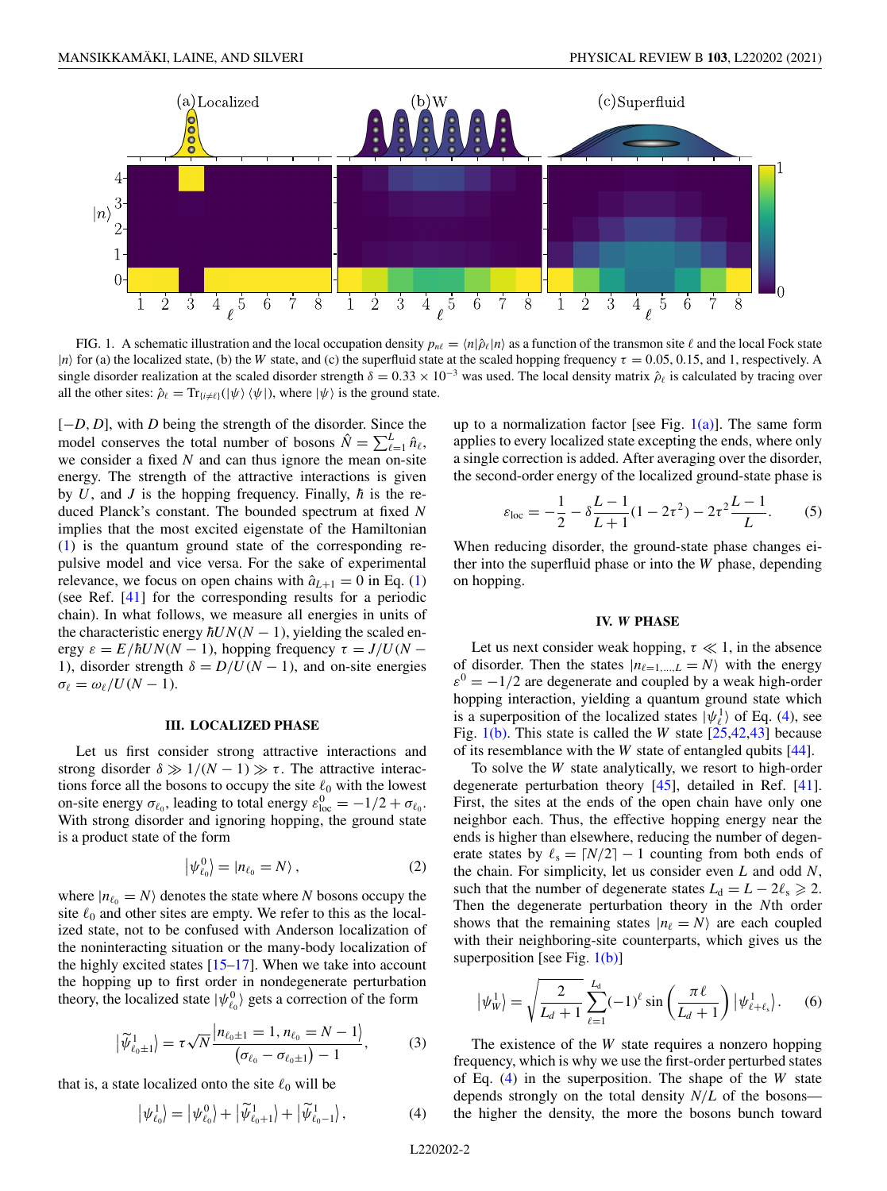FIG. 1. A schematic illustration and the local occupation density $p_{n\ell} = \langle n|\hat{\rho}_\ell|n\rangle$ as a function of the transmon site $\ell$ and the local Fock state $|n\rangle$ for (a) the localized state, (b) the $W$ state, and (c) the superfluid state at the scaled hopping frequency $\tau = 0.05$, 0.15, and 1, respectively. A single disorder realization at the scaled disorder strength $\delta = 0.33 \times 10^{-3}$ was used. The local density matrix $\hat{\rho}_\ell$ is calculated by tracing over all the other sites: $\hat{\rho}_\ell = \mathrm{Tr}_{\{i\neq\ell\}}(|\psi\rangle\langle\psi|)$, where $|\psi\rangle$ is the ground state.

$[-D, D]$, with $D$ being the strength of the disorder. Since the model conserves the total number of bosons $\hat{N} = \sum_{\ell=1}^{L} \hat{n}_\ell$, we consider a fixed $N$ and can thus ignore the mean on-site energy. The strength of the attractive interactions is given by $U$, and $J$ is the hopping frequency. Finally, $\hbar$ is the reduced Planck's constant. The bounded spectrum at fixed $N$ implies that the most excited eigenstate of the Hamiltonian (1) is the quantum ground state of the corresponding repulsive model and vice versa. For the sake of experimental relevance, we focus on open chains with $\hat{a}_{L+1} = 0$ in Eq. (1) (see Ref. [41] for the corresponding results for a periodic chain). In what follows, we measure all energies in units of the characteristic energy $\hbar UN(N-1)$, yielding the scaled energy $\varepsilon = E/\hbar UN(N-1)$, hopping frequency $\tau = J/U(N-1)$, disorder strength $\delta = D/U(N-1)$, and on-site energies $\sigma_\ell = \omega_\ell/U(N-1)$.

### III. LOCALIZED PHASE

Let us first consider strong attractive interactions and strong disorder $\delta \gg 1/(N-1) \gg \tau$. The attractive interactions force all the bosons to occupy the site $\ell_0$ with the lowest on-site energy $\sigma_{\ell_0}$, leading to total energy $\varepsilon^0_{\mathrm{loc}} = -1/2 + \sigma_{\ell_0}$. With strong disorder and ignoring hopping, the ground state is a product state of the form

$$\left|\psi^0_{\ell_0}\right\rangle = |n_{\ell_0} = N\rangle, \tag{2}$$

where $|n_{\ell_0} = N\rangle$ denotes the state where $N$ bosons occupy the site $\ell_0$ and other sites are empty. We refer to this as the localized state, not to be confused with Anderson localization of the noninteracting situation or the many-body localization of the highly excited states [15–17]. When we take into account the hopping up to first order in nondegenerate perturbation theory, the localized state $|\psi^0_{\ell_0}\rangle$ gets a correction of the form

$$\left|\widetilde{\psi}^1_{\ell_0\pm1}\right\rangle = \tau\sqrt{N}\frac{\left|n_{\ell_0\pm1} = 1, n_{\ell_0} = N-1\right\rangle}{\left(\sigma_{\ell_0} - \sigma_{\ell_0\pm1}\right) - 1}, \tag{3}$$

that is, a state localized onto the site $\ell_0$ will be

$$\left|\psi^1_{\ell_0}\right\rangle = \left|\psi^0_{\ell_0}\right\rangle + \left|\widetilde{\psi}^1_{\ell_0+1}\right\rangle + \left|\widetilde{\psi}^1_{\ell_0-1}\right\rangle, \tag{4}$$

up to a normalization factor [see Fig. 1(a)]. The same form applies to every localized state excepting the ends, where only a single correction is added. After averaging over the disorder, the second-order energy of the localized ground-state phase is

$$\varepsilon_{\mathrm{loc}} = -\frac{1}{2} - \delta\frac{L-1}{L+1}(1-2\tau^2) - 2\tau^2\frac{L-1}{L}. \tag{5}$$

When reducing disorder, the ground-state phase changes either into the superfluid phase or into the $W$ phase, depending on hopping.

### IV. $W$ PHASE

Let us next consider weak hopping, $\tau \ll 1$, in the absence of disorder. Then the states $|n_{\ell=1,\ldots,L} = N\rangle$ with the energy $\varepsilon^0 = -1/2$ are degenerate and coupled by a weak high-order hopping interaction, yielding a quantum ground state which is a superposition of the localized states $|\psi^1_\ell\rangle$ of Eq. (4), see Fig. 1(b). This state is called the $W$ state [25,42,43] because of its resemblance with the $W$ state of entangled qubits [44].

To solve the $W$ state analytically, we resort to high-order degenerate perturbation theory [45], detailed in Ref. [41]. First, the sites at the ends of the open chain have only one neighbor each. Thus, the effective hopping energy near the ends is higher than elsewhere, reducing the number of degenerate states by $\ell_s = \lceil N/2\rceil - 1$ counting from both ends of the chain. For simplicity, let us consider even $L$ and odd $N$, such that the number of degenerate states $L_d = L - 2\ell_s \geqslant 2$. Then the degenerate perturbation theory in the $N$th order shows that the remaining states $|n_\ell = N\rangle$ are each coupled with their neighboring-site counterparts, which gives us the superposition [see Fig. 1(b)]

$$\left|\psi^1_W\right\rangle = \sqrt{\frac{2}{L_d+1}}\sum_{\ell=1}^{L_d}(-1)^\ell \sin\left(\frac{\pi\ell}{L_d+1}\right)\left|\psi^1_{\ell+\ell_s}\right\rangle. \tag{6}$$

The existence of the $W$ state requires a nonzero hopping frequency, which is why we use the first-order perturbed states of Eq. (4) in the superposition. The shape of the $W$ state depends strongly on the total density $N/L$ of the bosons—the higher the density, the more the bosons bunch toward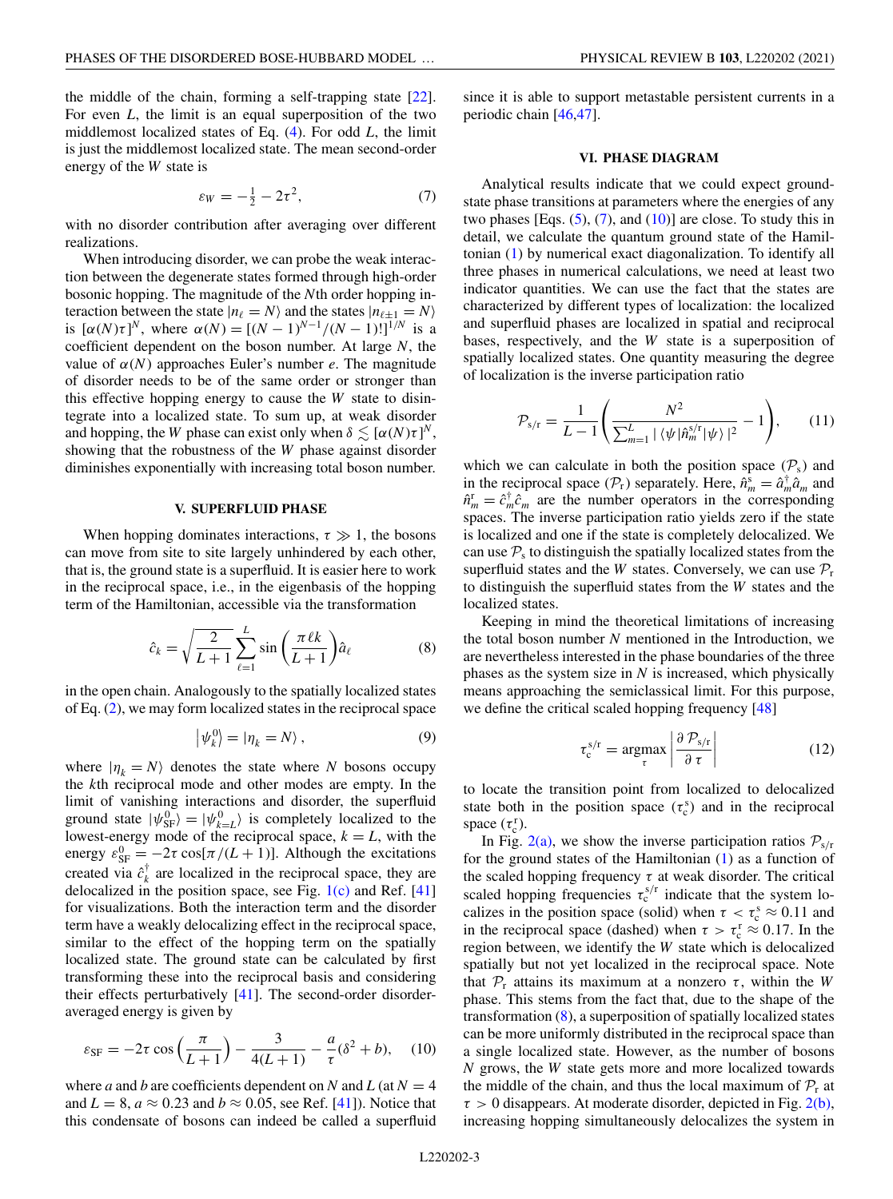the middle of the chain, forming a self-trapping state [22]. For even $L$, the limit is an equal superposition of the two middlemost localized states of Eq. (4). For odd $L$, the limit is just the middlemost localized state. The mean second-order energy of the $W$ state is

$$\varepsilon_W = -\tfrac{1}{2} - 2\tau^2, \tag{7}$$

with no disorder contribution after averaging over different realizations.

When introducing disorder, we can probe the weak interaction between the degenerate states formed through high-order bosonic hopping. The magnitude of the $N$th order hopping interaction between the state $|n_\ell = N\rangle$ and the states $|n_{\ell\pm1} = N\rangle$ is $[\alpha(N)\tau]^N$, where $\alpha(N) = [(N-1)^{N-1}/(N-1)!]^{1/N}$ is a coefficient dependent on the boson number. At large $N$, the value of $\alpha(N)$ approaches Euler's number $e$. The magnitude of disorder needs to be of the same order or stronger than this effective hopping energy to cause the $W$ state to disintegrate into a localized state. To sum up, at weak disorder and hopping, the $W$ phase can exist only when $\delta \lesssim [\alpha(N)\tau]^N$, showing that the robustness of the $W$ phase against disorder diminishes exponentially with increasing total boson number.

## V. SUPERFLUID PHASE

When hopping dominates interactions, $\tau \gg 1$, the bosons can move from site to site largely unhindered by each other, that is, the ground state is a superfluid. It is easier here to work in the reciprocal space, i.e., in the eigenbasis of the hopping term of the Hamiltonian, accessible via the transformation

$$\hat{c}_k = \sqrt{\frac{2}{L+1}} \sum_{\ell=1}^{L} \sin\left(\frac{\pi \ell k}{L+1}\right) \hat{a}_\ell \tag{8}$$

in the open chain. Analogously to the spatially localized states of Eq. (2), we may form localized states in the reciprocal space

$$\left|\psi_k^0\right\rangle = |\eta_k = N\rangle, \tag{9}$$

where $|\eta_k = N\rangle$ denotes the state where $N$ bosons occupy the $k$th reciprocal mode and other modes are empty. In the limit of vanishing interactions and disorder, the superfluid ground state $|\psi_{\rm SF}^0\rangle = |\psi_{k=L}^0\rangle$ is completely localized to the lowest-energy mode of the reciprocal space, $k = L$, with the energy $\varepsilon_{\rm SF}^0 = -2\tau\cos[\pi/(L+1)]$. Although the excitations created via $\hat{c}_k^\dagger$ are localized in the reciprocal space, they are delocalized in the position space, see Fig. 1(c) and Ref. [41] for visualizations. Both the interaction term and the disorder term have a weakly delocalizing effect in the reciprocal space, similar to the effect of the hopping term on the spatially localized state. The ground state can be calculated by first transforming these into the reciprocal basis and considering their effects perturbatively [41]. The second-order disorder-averaged energy is given by

$$\varepsilon_{\rm SF} = -2\tau\cos\left(\frac{\pi}{L+1}\right) - \frac{3}{4(L+1)} - \frac{a}{\tau}(\delta^2 + b), \tag{10}$$

where $a$ and $b$ are coefficients dependent on $N$ and $L$ (at $N = 4$ and $L = 8$, $a \approx 0.23$ and $b \approx 0.05$, see Ref. [41]). Notice that this condensate of bosons can indeed be called a superfluid since it is able to support metastable persistent currents in a periodic chain [46,47].

## VI. PHASE DIAGRAM

Analytical results indicate that we could expect ground-state phase transitions at parameters where the energies of any two phases [Eqs. (5), (7), and (10)] are close. To study this in detail, we calculate the quantum ground state of the Hamiltonian (1) by numerical exact diagonalization. To identify all three phases in numerical calculations, we need at least two indicator quantities. We can use the fact that the states are characterized by different types of localization: the localized and superfluid phases are localized in spatial and reciprocal bases, respectively, and the $W$ state is a superposition of spatially localized states. One quantity measuring the degree of localization is the inverse participation ratio

$$\mathcal{P}_{\rm s/r} = \frac{1}{L-1}\left(\frac{N^2}{\sum_{m=1}^{L} |\langle\psi|\hat{n}_m^{\rm s/r}|\psi\rangle|^2} - 1\right), \tag{11}$$

which we can calculate in both the position space ($\mathcal{P}_{\rm s}$) and in the reciprocal space ($\mathcal{P}_{\rm r}$) separately. Here, $\hat{n}_m^{\rm s} = \hat{a}_m^\dagger \hat{a}_m$ and $\hat{n}_m^{\rm r} = \hat{c}_m^\dagger \hat{c}_m$ are the number operators in the corresponding spaces. The inverse participation ratio yields zero if the state is localized and one if the state is completely delocalized. We can use $\mathcal{P}_{\rm s}$ to distinguish the spatially localized states from the superfluid states and the $W$ states. Conversely, we can use $\mathcal{P}_{\rm r}$ to distinguish the superfluid states from the $W$ states and the localized states.

Keeping in mind the theoretical limitations of increasing the total boson number $N$ mentioned in the Introduction, we are nevertheless interested in the phase boundaries of the three phases as the system size in $N$ is increased, which physically means approaching the semiclassical limit. For this purpose, we define the critical scaled hopping frequency [48]

$$\tau_{\rm c}^{\rm s/r} = \underset{\tau}{\operatorname{argmax}} \left|\frac{\partial\, \mathcal{P}_{\rm s/r}}{\partial\, \tau}\right| \tag{12}$$

to locate the transition point from localized to delocalized state both in the position space ($\tau_{\rm c}^{\rm s}$) and in the reciprocal space ($\tau_{\rm c}^{\rm r}$).

In Fig. 2(a), we show the inverse participation ratios $\mathcal{P}_{\rm s/r}$ for the ground states of the Hamiltonian (1) as a function of the scaled hopping frequency $\tau$ at weak disorder. The critical scaled hopping frequencies $\tau_{\rm c}^{\rm s/r}$ indicate that the system localizes in the position space (solid) when $\tau < \tau_{\rm c}^{\rm s} \approx 0.11$ and in the reciprocal space (dashed) when $\tau > \tau_{\rm c}^{\rm r} \approx 0.17$. In the region between, we identify the $W$ state which is delocalized spatially but not yet localized in the reciprocal space. Note that $\mathcal{P}_{\rm r}$ attains its maximum at a nonzero $\tau$, within the $W$ phase. This stems from the fact that, due to the shape of the transformation (8), a superposition of spatially localized states can be more uniformly distributed in the reciprocal space than a single localized state. However, as the number of bosons $N$ grows, the $W$ state gets more and more localized towards the middle of the chain, and thus the local maximum of $\mathcal{P}_{\rm r}$ at $\tau > 0$ disappears. At moderate disorder, depicted in Fig. 2(b), increasing hopping simultaneously delocalizes the system in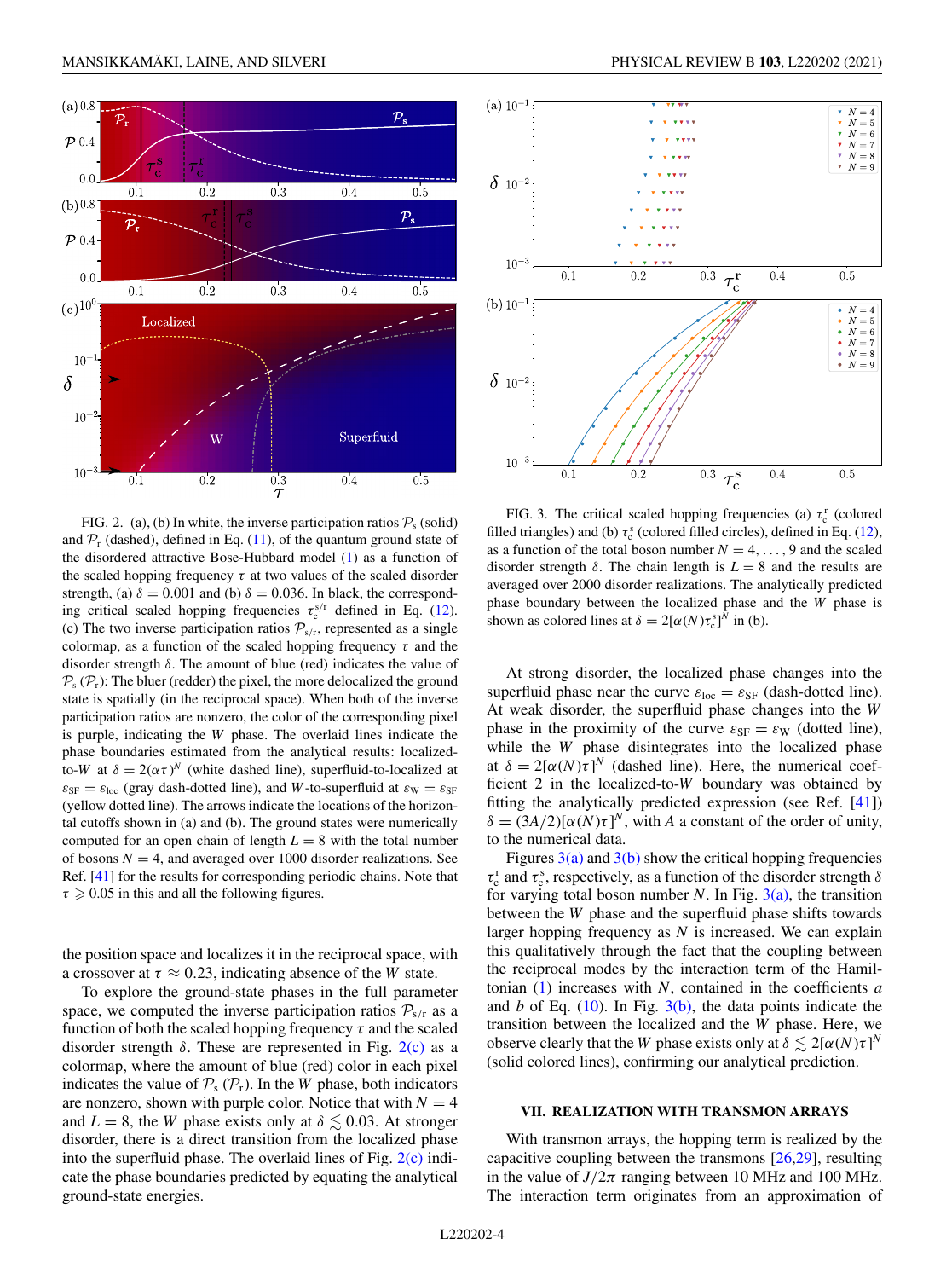FIG. 2. (a), (b) In white, the inverse participation ratios $\mathcal{P}_s$ (solid) and $\mathcal{P}_r$ (dashed), defined in Eq. (11), of the quantum ground state of the disordered attractive Bose-Hubbard model (1) as a function of the scaled hopping frequency $\tau$ at two values of the scaled disorder strength, (a) $\delta = 0.001$ and (b) $\delta = 0.036$. In black, the corresponding critical scaled hopping frequencies $\tau_c^{s/r}$ defined in Eq. (12). (c) The two inverse participation ratios $\mathcal{P}_{s/r}$, represented as a single colormap, as a function of the scaled hopping frequency $\tau$ and the disorder strength $\delta$. The amount of blue (red) indicates the value of $\mathcal{P}_s$ ($\mathcal{P}_r$): The bluer (redder) the pixel, the more delocalized the ground state is spatially (in the reciprocal space). When both of the inverse participation ratios are nonzero, the color of the corresponding pixel is purple, indicating the $W$ phase. The overlaid lines indicate the phase boundaries estimated from the analytical results: localized-to-$W$ at $\delta = 2(\alpha\tau)^N$ (white dashed line), superfluid-to-localized at $\varepsilon_{SF} = \varepsilon_{loc}$ (gray dash-dotted line), and $W$-to-superfluid at $\varepsilon_W = \varepsilon_{SF}$ (yellow dotted line). The arrows indicate the locations of the horizontal cutoffs shown in (a) and (b). The ground states were numerically computed for an open chain of length $L = 8$ with the total number of bosons $N = 4$, and averaged over 1000 disorder realizations. See Ref. [41] for the results for corresponding periodic chains. Note that $\tau \geqslant 0.05$ in this and all the following figures.

the position space and localizes it in the reciprocal space, with a crossover at $\tau \approx 0.23$, indicating absence of the $W$ state.

To explore the ground-state phases in the full parameter space, we computed the inverse participation ratios $\mathcal{P}_{s/r}$ as a function of both the scaled hopping frequency $\tau$ and the scaled disorder strength $\delta$. These are represented in Fig. 2(c) as a colormap, where the amount of blue (red) color in each pixel indicates the value of $\mathcal{P}_s$ ($\mathcal{P}_r$). In the $W$ phase, both indicators are nonzero, shown with purple color. Notice that with $N = 4$ and $L = 8$, the $W$ phase exists only at $\delta \lesssim 0.03$. At stronger disorder, there is a direct transition from the localized phase into the superfluid phase. The overlaid lines of Fig. 2(c) indicate the phase boundaries predicted by equating the analytical ground-state energies.

FIG. 3. The critical scaled hopping frequencies (a) $\tau_c^r$ (colored filled triangles) and (b) $\tau_c^s$ (colored filled circles), defined in Eq. (12), as a function of the total boson number $N = 4, \ldots, 9$ and the scaled disorder strength $\delta$. The chain length is $L = 8$ and the results are averaged over 2000 disorder realizations. The analytically predicted phase boundary between the localized phase and the $W$ phase is shown as colored lines at $\delta = 2[\alpha(N)\tau_c^s]^N$ in (b).

At strong disorder, the localized phase changes into the superfluid phase near the curve $\varepsilon_{loc} = \varepsilon_{SF}$ (dash-dotted line). At weak disorder, the superfluid phase changes into the $W$ phase in the proximity of the curve $\varepsilon_{SF} = \varepsilon_W$ (dotted line), while the $W$ phase disintegrates into the localized phase at $\delta = 2[\alpha(N)\tau]^N$ (dashed line). Here, the numerical coefficient 2 in the localized-to-$W$ boundary was obtained by fitting the analytically predicted expression (see Ref. [41]) $\delta = (3A/2)[\alpha(N)\tau]^N$, with $A$ a constant of the order of unity, to the numerical data.

Figures 3(a) and 3(b) show the critical hopping frequencies $\tau_c^r$ and $\tau_c^s$, respectively, as a function of the disorder strength $\delta$ for varying total boson number $N$. In Fig. 3(a), the transition between the $W$ phase and the superfluid phase shifts towards larger hopping frequency as $N$ is increased. We can explain this qualitatively through the fact that the coupling between the reciprocal modes by the interaction term of the Hamiltonian (1) increases with $N$, contained in the coefficients $a$ and $b$ of Eq. (10). In Fig. 3(b), the data points indicate the transition between the localized and the $W$ phase. Here, we observe clearly that the $W$ phase exists only at $\delta \lesssim 2[\alpha(N)\tau]^N$ (solid colored lines), confirming our analytical prediction.

## VII. REALIZATION WITH TRANSMON ARRAYS

With transmon arrays, the hopping term is realized by the capacitive coupling between the transmons [26,29], resulting in the value of $J/2\pi$ ranging between 10 MHz and 100 MHz. The interaction term originates from an approximation of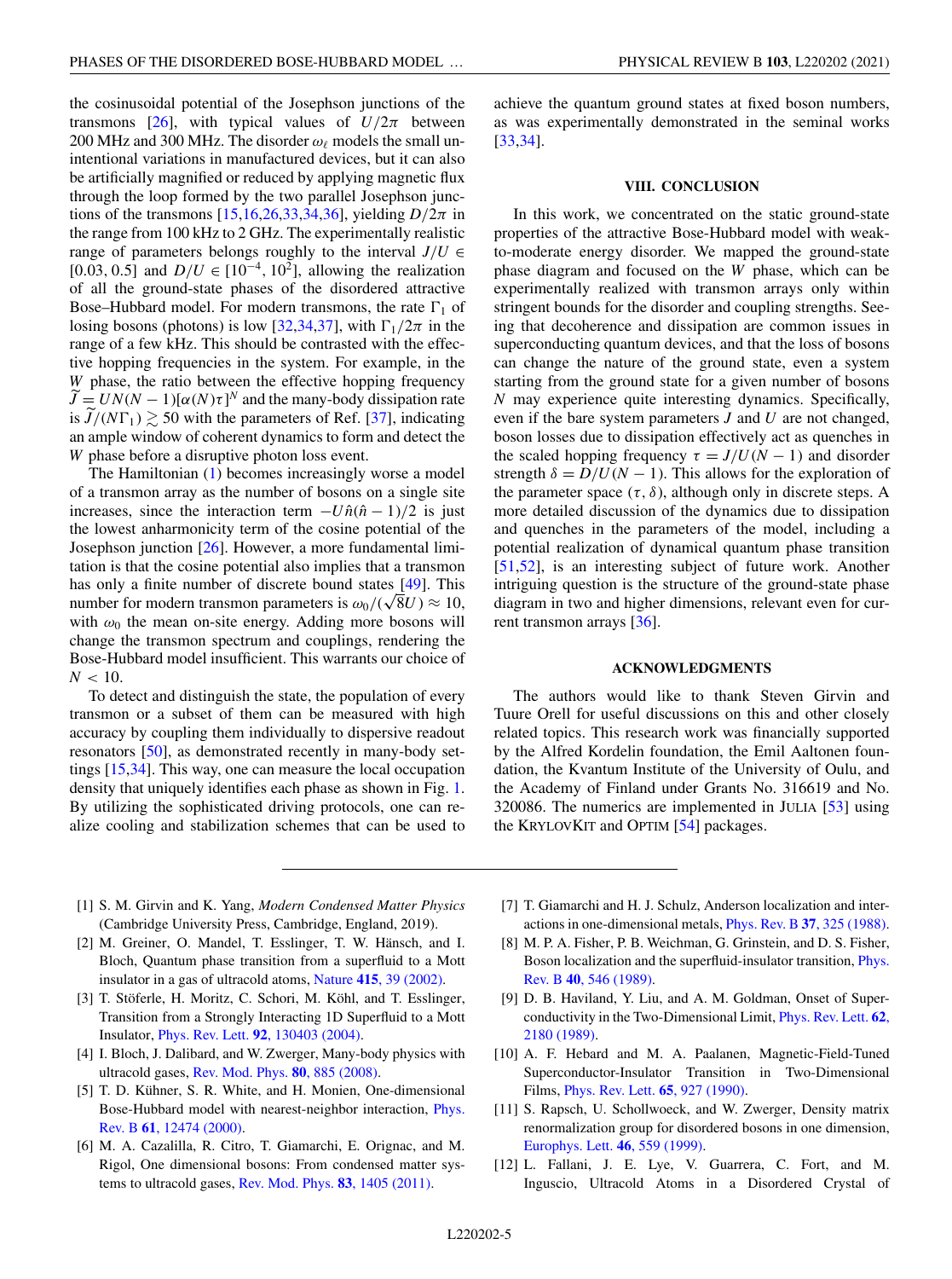the cosinusoidal potential of the Josephson junctions of the transmons [26], with typical values of $U/2\pi$ between 200 MHz and 300 MHz. The disorder $\omega_\ell$ models the small unintentional variations in manufactured devices, but it can also be artificially magnified or reduced by applying magnetic flux through the loop formed by the two parallel Josephson junctions of the transmons [15,16,26,33,34,36], yielding $D/2\pi$ in the range from 100 kHz to 2 GHz. The experimentally realistic range of parameters belongs roughly to the interval $J/U \in [0.03, 0.5]$ and $D/U \in [10^{-4}, 10^{2}]$, allowing the realization of all the ground-state phases of the disordered attractive Bose–Hubbard model. For modern transmons, the rate $\Gamma_1$ of losing bosons (photons) is low [32,34,37], with $\Gamma_1/2\pi$ in the range of a few kHz. This should be contrasted with the effective hopping frequencies in the system. For example, in the $W$ phase, the ratio between the effective hopping frequency $\widetilde{J} = UN(N-1)[\alpha(N)\tau]^N$ and the many-body dissipation rate is $\widetilde{J}/(N\Gamma_1) \gtrsim 50$ with the parameters of Ref. [37], indicating an ample window of coherent dynamics to form and detect the $W$ phase before a disruptive photon loss event.

The Hamiltonian (1) becomes increasingly worse a model of a transmon array as the number of bosons on a single site increases, since the interaction term $-U\hat{n}(\hat{n}-1)/2$ is just the lowest anharmonicity term of the cosine potential of the Josephson junction [26]. However, a more fundamental limitation is that the cosine potential also implies that a transmon has only a finite number of discrete bound states [49]. This number for modern transmon parameters is $\omega_0/(\sqrt{8}U) \approx 10$, with $\omega_0$ the mean on-site energy. Adding more bosons will change the transmon spectrum and couplings, rendering the Bose-Hubbard model insufficient. This warrants our choice of $N < 10$.

To detect and distinguish the state, the population of every transmon or a subset of them can be measured with high accuracy by coupling them individually to dispersive readout resonators [50], as demonstrated recently in many-body settings [15,34]. This way, one can measure the local occupation density that uniquely identifies each phase as shown in Fig. 1. By utilizing the sophisticated driving protocols, one can realize cooling and stabilization schemes that can be used to achieve the quantum ground states at fixed boson numbers, as was experimentally demonstrated in the seminal works [33,34].

## VIII. CONCLUSION

In this work, we concentrated on the static ground-state properties of the attractive Bose-Hubbard model with weak-to-moderate energy disorder. We mapped the ground-state phase diagram and focused on the $W$ phase, which can be experimentally realized with transmon arrays only within stringent bounds for the disorder and coupling strengths. Seeing that decoherence and dissipation are common issues in superconducting quantum devices, and that the loss of bosons can change the nature of the ground state, even a system starting from the ground state for a given number of bosons $N$ may experience quite interesting dynamics. Specifically, even if the bare system parameters $J$ and $U$ are not changed, boson losses due to dissipation effectively act as quenches in the scaled hopping frequency $\tau = J/U(N-1)$ and disorder strength $\delta = D/U(N-1)$. This allows for the exploration of the parameter space $(\tau, \delta)$, although only in discrete steps. A more detailed discussion of the dynamics due to dissipation and quenches in the parameters of the model, including a potential realization of dynamical quantum phase transition [51,52], is an interesting subject of future work. Another intriguing question is the structure of the ground-state phase diagram in two and higher dimensions, relevant even for current transmon arrays [36].

## ACKNOWLEDGMENTS

The authors would like to thank Steven Girvin and Tuure Orell for useful discussions on this and other closely related topics. This research work was financially supported by the Alfred Kordelin foundation, the Emil Aaltonen foundation, the Kvantum Institute of the University of Oulu, and the Academy of Finland under Grants No. 316619 and No. 320086. The numerics are implemented in JULIA [53] using the KRYLOVKIT and OPTIM [54] packages.

---

[1] S. M. Girvin and K. Yang, *Modern Condensed Matter Physics* (Cambridge University Press, Cambridge, England, 2019).

[2] M. Greiner, O. Mandel, T. Esslinger, T. W. Hänsch, and I. Bloch, Quantum phase transition from a superfluid to a Mott insulator in a gas of ultracold atoms, Nature **415**, 39 (2002).

[3] T. Stöferle, H. Moritz, C. Schori, M. Köhl, and T. Esslinger, Transition from a Strongly Interacting 1D Superfluid to a Mott Insulator, Phys. Rev. Lett. **92**, 130403 (2004).

[4] I. Bloch, J. Dalibard, and W. Zwerger, Many-body physics with ultracold gases, Rev. Mod. Phys. **80**, 885 (2008).

[5] T. D. Kühner, S. R. White, and H. Monien, One-dimensional Bose-Hubbard model with nearest-neighbor interaction, Phys. Rev. B **61**, 12474 (2000).

[6] M. A. Cazalilla, R. Citro, T. Giamarchi, E. Orignac, and M. Rigol, One dimensional bosons: From condensed matter systems to ultracold gases, Rev. Mod. Phys. **83**, 1405 (2011).

[7] T. Giamarchi and H. J. Schulz, Anderson localization and interactions in one-dimensional metals, Phys. Rev. B **37**, 325 (1988).

[8] M. P. A. Fisher, P. B. Weichman, G. Grinstein, and D. S. Fisher, Boson localization and the superfluid-insulator transition, Phys. Rev. B **40**, 546 (1989).

[9] D. B. Haviland, Y. Liu, and A. M. Goldman, Onset of Superconductivity in the Two-Dimensional Limit, Phys. Rev. Lett. **62**, 2180 (1989).

[10] A. F. Hebard and M. A. Paalanen, Magnetic-Field-Tuned Superconductor-Insulator Transition in Two-Dimensional Films, Phys. Rev. Lett. **65**, 927 (1990).

[11] S. Rapsch, U. Schollwoeck, and W. Zwerger, Density matrix renormalization group for disordered bosons in one dimension, Europhys. Lett. **46**, 559 (1999).

[12] L. Fallani, J. E. Lye, V. Guarrera, C. Fort, and M. Inguscio, Ultracold Atoms in a Disordered Crystal of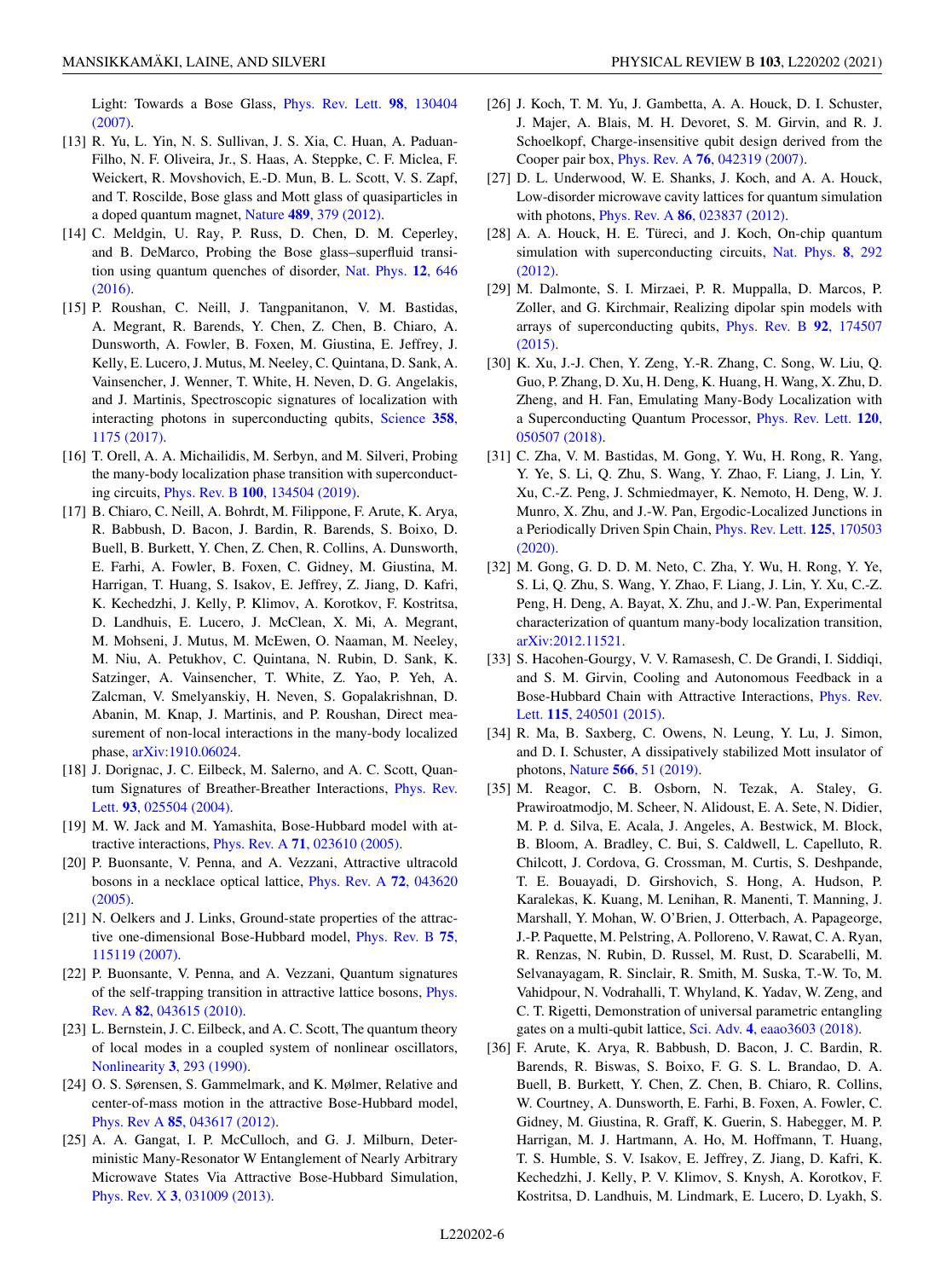Light: Towards a Bose Glass, Phys. Rev. Lett. **98**, 130404 (2007).

[13] R. Yu, L. Yin, N. S. Sullivan, J. S. Xia, C. Huan, A. Paduan-Filho, N. F. Oliveira, Jr., S. Haas, A. Steppke, C. F. Miclea, F. Weickert, R. Movshovich, E.-D. Mun, B. L. Scott, V. S. Zapf, and T. Roscilde, Bose glass and Mott glass of quasiparticles in a doped quantum magnet, Nature **489**, 379 (2012).

[14] C. Meldgin, U. Ray, P. Russ, D. Chen, D. M. Ceperley, and B. DeMarco, Probing the Bose glass–superfluid transition using quantum quenches of disorder, Nat. Phys. **12**, 646 (2016).

[15] P. Roushan, C. Neill, J. Tangpanitanon, V. M. Bastidas, A. Megrant, R. Barends, Y. Chen, Z. Chen, B. Chiaro, A. Dunsworth, A. Fowler, B. Foxen, M. Giustina, E. Jeffrey, J. Kelly, E. Lucero, J. Mutus, M. Neeley, C. Quintana, D. Sank, A. Vainsencher, J. Wenner, T. White, H. Neven, D. G. Angelakis, and J. Martinis, Spectroscopic signatures of localization with interacting photons in superconducting qubits, Science **358**, 1175 (2017).

[16] T. Orell, A. A. Michailidis, M. Serbyn, and M. Silveri, Probing the many-body localization phase transition with superconducting circuits, Phys. Rev. B **100**, 134504 (2019).

[17] B. Chiaro, C. Neill, A. Bohrdt, M. Filippone, F. Arute, K. Arya, R. Babbush, D. Bacon, J. Bardin, R. Barends, S. Boixo, D. Buell, B. Burkett, Y. Chen, Z. Chen, R. Collins, A. Dunsworth, E. Farhi, A. Fowler, B. Foxen, C. Gidney, M. Giustina, M. Harrigan, T. Huang, S. Isakov, E. Jeffrey, Z. Jiang, D. Kafri, K. Kechedzhi, J. Kelly, P. Klimov, A. Korotkov, F. Kostritsa, D. Landhuis, E. Lucero, J. McClean, X. Mi, A. Megrant, M. Mohseni, J. Mutus, M. McEwen, O. Naaman, M. Neeley, M. Niu, A. Petukhov, C. Quintana, N. Rubin, D. Sank, K. Satzinger, A. Vainsencher, T. White, Z. Yao, P. Yeh, A. Zalcman, V. Smelyanskiy, H. Neven, S. Gopalakrishnan, D. Abanin, M. Knap, J. Martinis, and P. Roushan, Direct measurement of non-local interactions in the many-body localized phase, arXiv:1910.06024.

[18] J. Dorignac, J. C. Eilbeck, M. Salerno, and A. C. Scott, Quantum Signatures of Breather-Breather Interactions, Phys. Rev. Lett. **93**, 025504 (2004).

[19] M. W. Jack and M. Yamashita, Bose-Hubbard model with attractive interactions, Phys. Rev. A **71**, 023610 (2005).

[20] P. Buonsante, V. Penna, and A. Vezzani, Attractive ultracold bosons in a necklace optical lattice, Phys. Rev. A **72**, 043620 (2005).

[21] N. Oelkers and J. Links, Ground-state properties of the attractive one-dimensional Bose-Hubbard model, Phys. Rev. B **75**, 115119 (2007).

[22] P. Buonsante, V. Penna, and A. Vezzani, Quantum signatures of the self-trapping transition in attractive lattice bosons, Phys. Rev. A **82**, 043615 (2010).

[23] L. Bernstein, J. C. Eilbeck, and A. C. Scott, The quantum theory of local modes in a coupled system of nonlinear oscillators, Nonlinearity **3**, 293 (1990).

[24] O. S. Sørensen, S. Gammelmark, and K. Mølmer, Relative and center-of-mass motion in the attractive Bose-Hubbard model, Phys. Rev A **85**, 043617 (2012).

[25] A. A. Gangat, I. P. McCulloch, and G. J. Milburn, Deterministic Many-Resonator W Entanglement of Nearly Arbitrary Microwave States Via Attractive Bose-Hubbard Simulation, Phys. Rev. X **3**, 031009 (2013).

[26] J. Koch, T. M. Yu, J. Gambetta, A. A. Houck, D. I. Schuster, J. Majer, A. Blais, M. H. Devoret, S. M. Girvin, and R. J. Schoelkopf, Charge-insensitive qubit design derived from the Cooper pair box, Phys. Rev. A **76**, 042319 (2007).

[27] D. L. Underwood, W. E. Shanks, J. Koch, and A. A. Houck, Low-disorder microwave cavity lattices for quantum simulation with photons, Phys. Rev. A **86**, 023837 (2012).

[28] A. A. Houck, H. E. Türeci, and J. Koch, On-chip quantum simulation with superconducting circuits, Nat. Phys. **8**, 292 (2012).

[29] M. Dalmonte, S. I. Mirzaei, P. R. Muppalla, D. Marcos, P. Zoller, and G. Kirchmair, Realizing dipolar spin models with arrays of superconducting qubits, Phys. Rev. B **92**, 174507 (2015).

[30] K. Xu, J.-J. Chen, Y. Zeng, Y.-R. Zhang, C. Song, W. Liu, Q. Guo, P. Zhang, D. Xu, H. Deng, K. Huang, H. Wang, X. Zhu, D. Zheng, and H. Fan, Emulating Many-Body Localization with a Superconducting Quantum Processor, Phys. Rev. Lett. **120**, 050507 (2018).

[31] C. Zha, V. M. Bastidas, M. Gong, Y. Wu, H. Rong, R. Yang, Y. Ye, S. Li, Q. Zhu, S. Wang, Y. Zhao, F. Liang, J. Lin, Y. Xu, C.-Z. Peng, J. Schmiedmayer, K. Nemoto, H. Deng, W. J. Munro, X. Zhu, and J.-W. Pan, Ergodic-Localized Junctions in a Periodically Driven Spin Chain, Phys. Rev. Lett. **125**, 170503 (2020).

[32] M. Gong, G. D. D. M. Neto, C. Zha, Y. Wu, H. Rong, Y. Ye, S. Li, Q. Zhu, S. Wang, Y. Zhao, F. Liang, J. Lin, Y. Xu, C.-Z. Peng, H. Deng, A. Bayat, X. Zhu, and J.-W. Pan, Experimental characterization of quantum many-body localization transition, arXiv:2012.11521.

[33] S. Hacohen-Gourgy, V. V. Ramasesh, C. De Grandi, I. Siddiqi, and S. M. Girvin, Cooling and Autonomous Feedback in a Bose-Hubbard Chain with Attractive Interactions, Phys. Rev. Lett. **115**, 240501 (2015).

[34] R. Ma, B. Saxberg, C. Owens, N. Leung, Y. Lu, J. Simon, and D. I. Schuster, A dissipatively stabilized Mott insulator of photons, Nature **566**, 51 (2019).

[35] M. Reagor, C. B. Osborn, N. Tezak, A. Staley, G. Prawiroatmodjo, M. Scheer, N. Alidoust, E. A. Sete, N. Didier, M. P. d. Silva, E. Acala, J. Angeles, A. Bestwick, M. Block, B. Bloom, A. Bradley, C. Bui, S. Caldwell, L. Capelluto, R. Chilcott, J. Cordova, G. Crossman, M. Curtis, S. Deshpande, T. E. Bouayadi, D. Girshovich, S. Hong, A. Hudson, P. Karalekas, K. Kuang, M. Lenihan, R. Manenti, T. Manning, J. Marshall, Y. Mohan, W. O'Brien, J. Otterbach, A. Papageorge, J.-P. Paquette, M. Pelstring, A. Polloreno, V. Rawat, C. A. Ryan, R. Renzas, N. Rubin, D. Russel, M. Rust, D. Scarabelli, M. Selvanayagam, R. Sinclair, R. Smith, M. Suska, T.-W. To, M. Vahidpour, N. Vodrahalli, T. Whyland, K. Yadav, W. Zeng, and C. T. Rigetti, Demonstration of universal parametric entangling gates on a multi-qubit lattice, Sci. Adv. **4**, eaao3603 (2018).

[36] F. Arute, K. Arya, R. Babbush, D. Bacon, J. C. Bardin, R. Barends, R. Biswas, S. Boixo, F. G. S. L. Brandao, D. A. Buell, B. Burkett, Y. Chen, Z. Chen, B. Chiaro, R. Collins, W. Courtney, A. Dunsworth, E. Farhi, B. Foxen, A. Fowler, C. Gidney, M. Giustina, R. Graff, K. Guerin, S. Habegger, M. P. Harrigan, M. J. Hartmann, A. Ho, M. Hoffmann, T. Huang, T. S. Humble, S. V. Isakov, E. Jeffrey, Z. Jiang, D. Kafri, K. Kechedzhi, J. Kelly, P. V. Klimov, S. Knysh, A. Korotkov, F. Kostritsa, D. Landhuis, M. Lindmark, E. Lucero, D. Lyakh, S.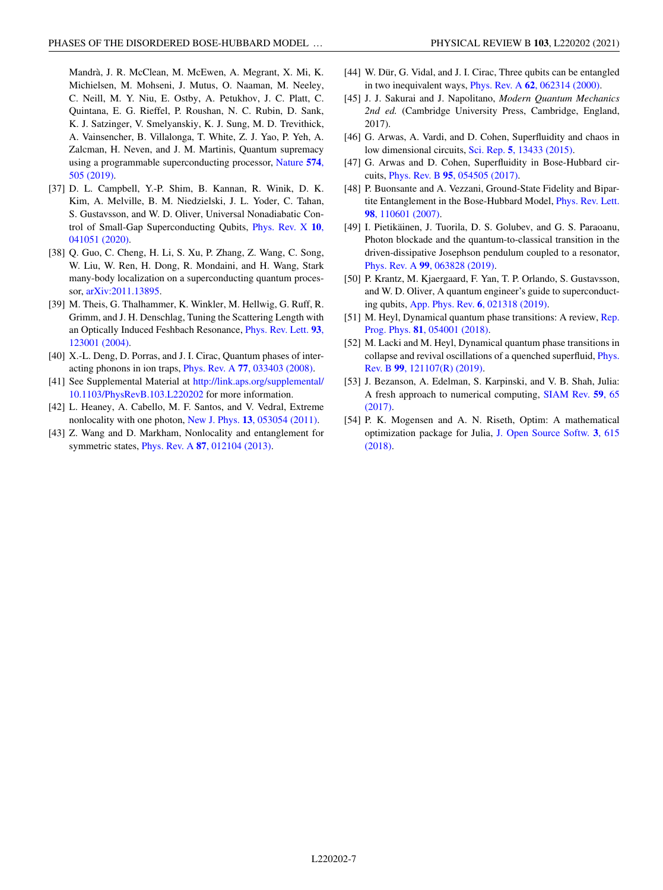Mandrà, J. R. McClean, M. McEwen, A. Megrant, X. Mi, K. Michielsen, M. Mohseni, J. Mutus, O. Naaman, M. Neeley, C. Neill, M. Y. Niu, E. Ostby, A. Petukhov, J. C. Platt, C. Quintana, E. G. Rieffel, P. Roushan, N. C. Rubin, D. Sank, K. J. Satzinger, V. Smelyanskiy, K. J. Sung, M. D. Trevithick, A. Vainsencher, B. Villalonga, T. White, Z. J. Yao, P. Yeh, A. Zalcman, H. Neven, and J. M. Martinis, Quantum supremacy using a programmable superconducting processor, Nature **574**, 505 (2019).

[37] D. L. Campbell, Y.-P. Shim, B. Kannan, R. Winik, D. K. Kim, A. Melville, B. M. Niedzielski, J. L. Yoder, C. Tahan, S. Gustavsson, and W. D. Oliver, Universal Nonadiabatic Control of Small-Gap Superconducting Qubits, Phys. Rev. X **10**, 041051 (2020).

[38] Q. Guo, C. Cheng, H. Li, S. Xu, P. Zhang, Z. Wang, C. Song, W. Liu, W. Ren, H. Dong, R. Mondaini, and H. Wang, Stark many-body localization on a superconducting quantum processor, arXiv:2011.13895.

[39] M. Theis, G. Thalhammer, K. Winkler, M. Hellwig, G. Ruff, R. Grimm, and J. H. Denschlag, Tuning the Scattering Length with an Optically Induced Feshbach Resonance, Phys. Rev. Lett. **93**, 123001 (2004).

[40] X.-L. Deng, D. Porras, and J. I. Cirac, Quantum phases of interacting phonons in ion traps, Phys. Rev. A **77**, 033403 (2008).

[41] See Supplemental Material at http://link.aps.org/supplemental/10.1103/PhysRevB.103.L220202 for more information.

[42] L. Heaney, A. Cabello, M. F. Santos, and V. Vedral, Extreme nonlocality with one photon, New J. Phys. **13**, 053054 (2011).

[43] Z. Wang and D. Markham, Nonlocality and entanglement for symmetric states, Phys. Rev. A **87**, 012104 (2013).

[44] W. Dür, G. Vidal, and J. I. Cirac, Three qubits can be entangled in two inequivalent ways, Phys. Rev. A **62**, 062314 (2000).

[45] J. J. Sakurai and J. Napolitano, *Modern Quantum Mechanics 2nd ed.* (Cambridge University Press, Cambridge, England, 2017).

[46] G. Arwas, A. Vardi, and D. Cohen, Superfluidity and chaos in low dimensional circuits, Sci. Rep. **5**, 13433 (2015).

[47] G. Arwas and D. Cohen, Superfluidity in Bose-Hubbard circuits, Phys. Rev. B **95**, 054505 (2017).

[48] P. Buonsante and A. Vezzani, Ground-State Fidelity and Bipartite Entanglement in the Bose-Hubbard Model, Phys. Rev. Lett. **98**, 110601 (2007).

[49] I. Pietikäinen, J. Tuorila, D. S. Golubev, and G. S. Paraoanu, Photon blockade and the quantum-to-classical transition in the driven-dissipative Josephson pendulum coupled to a resonator, Phys. Rev. A **99**, 063828 (2019).

[50] P. Krantz, M. Kjaergaard, F. Yan, T. P. Orlando, S. Gustavsson, and W. D. Oliver, A quantum engineer's guide to superconducting qubits, App. Phys. Rev. **6**, 021318 (2019).

[51] M. Heyl, Dynamical quantum phase transitions: A review, Rep. Prog. Phys. **81**, 054001 (2018).

[52] M. Lacki and M. Heyl, Dynamical quantum phase transitions in collapse and revival oscillations of a quenched superfluid, Phys. Rev. B **99**, 121107(R) (2019).

[53] J. Bezanson, A. Edelman, S. Karpinski, and V. B. Shah, Julia: A fresh approach to numerical computing, SIAM Rev. **59**, 65 (2017).

[54] P. K. Mogensen and A. N. Riseth, Optim: A mathematical optimization package for Julia, J. Open Source Softw. **3**, 615 (2018).